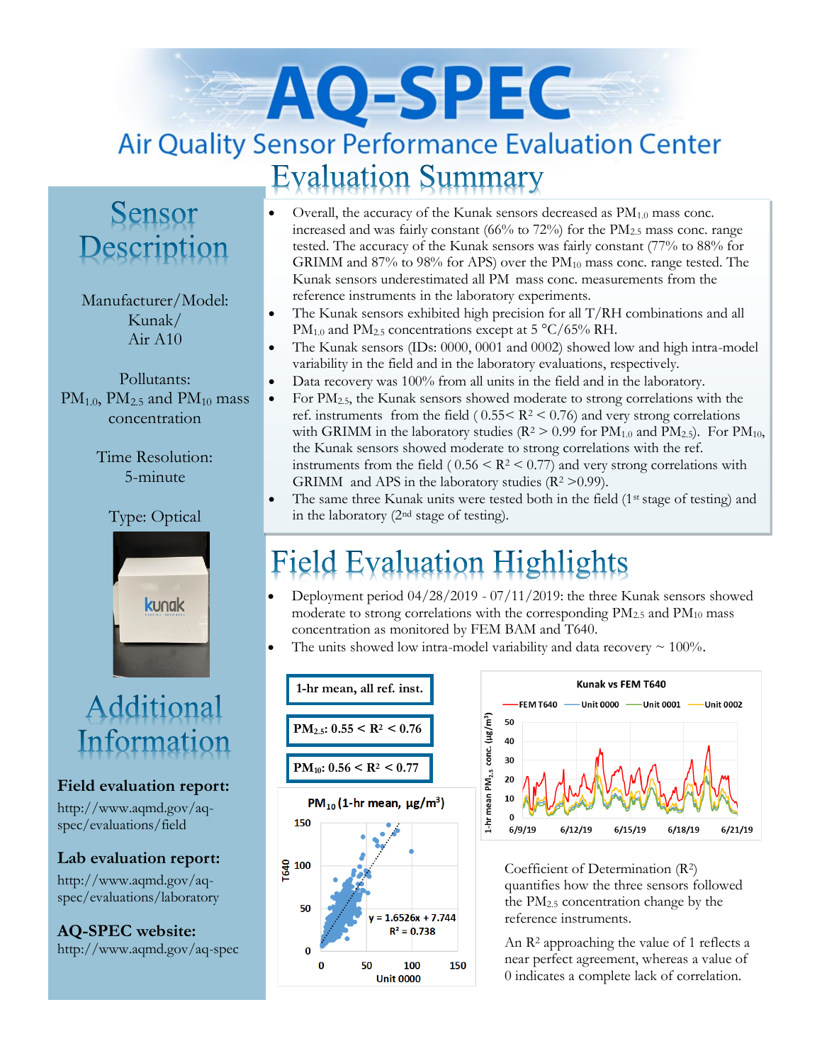# AQ-SPEC

## Air Quality Sensor Performance Evaluation Center

## Evaluation Summary

- Overall, the accuracy of the Kunak sensors decreased as $PM_{1.0}$ mass conc. increased and was fairly constant (66% to 72%) for the $PM_{2.5}$ mass conc. range tested. The accuracy of the Kunak sensors was fairly constant (77% to 88% for GRIMM and 87% to 98% for APS) over the $PM_{10}$ mass conc. range tested. The Kunak sensors underestimated all PM mass conc. measurements from the reference instruments in the laboratory experiments.
- The Kunak sensors exhibited high precision for all T/RH combinations and all $PM_{1.0}$ and $PM_{2.5}$ concentrations except at 5 °C/65% RH.
- The Kunak sensors (IDs: 0000, 0001 and 0002) showed low and high intra-model variability in the field and in the laboratory evaluations, respectively.
- Data recovery was 100% from all units in the field and in the laboratory.
- For $PM_{2.5}$, the Kunak sensors showed moderate to strong correlations with the ref. instruments from the field ($0.55 < R^2 < 0.76$) and very strong correlations with GRIMM in the laboratory studies ($R^2 > 0.99$ for $PM_{1.0}$ and $PM_{2.5}$). For $PM_{10}$, the Kunak sensors showed moderate to strong correlations with the ref. instruments from the field ($0.56 < R^2 < 0.77$) and very strong correlations with GRIMM and APS in the laboratory studies ($R^2 > 0.99$).
- The same three Kunak units were tested both in the field (1st stage of testing) and in the laboratory (2nd stage of testing).

## Sensor Description

Manufacturer/Model: Kunak/ Air A10

Pollutants: $PM_{1.0}$, $PM_{2.5}$ and $PM_{10}$ mass concentration

Time Resolution: 5-minute

Type: Optical

## Field Evaluation Highlights

- Deployment period 04/28/2019 - 07/11/2019: the three Kunak sensors showed moderate to strong correlations with the corresponding $PM_{2.5}$ and $PM_{10}$ mass concentration as monitored by FEM BAM and T640.
- The units showed low intra-model variability and data recovery ~ 100%.

**1-hr mean, all ref. inst.**

**$PM_{2.5}$: $0.55 < R^2 < 0.76$**

**$PM_{10}$: $0.56 < R^2 < 0.77$**

Coefficient of Determination ($R^2$) quantifies how the three sensors followed the $PM_{2.5}$ concentration change by the reference instruments.

An $R^2$ approaching the value of 1 reflects a near perfect agreement, whereas a value of 0 indicates a complete lack of correlation.

## Additional Information

**Field evaluation report:**
http://www.aqmd.gov/aq-spec/evaluations/field

**Lab evaluation report:**
http://www.aqmd.gov/aq-spec/evaluations/laboratory

**AQ-SPEC website:**
http://www.aqmd.gov/aq-spec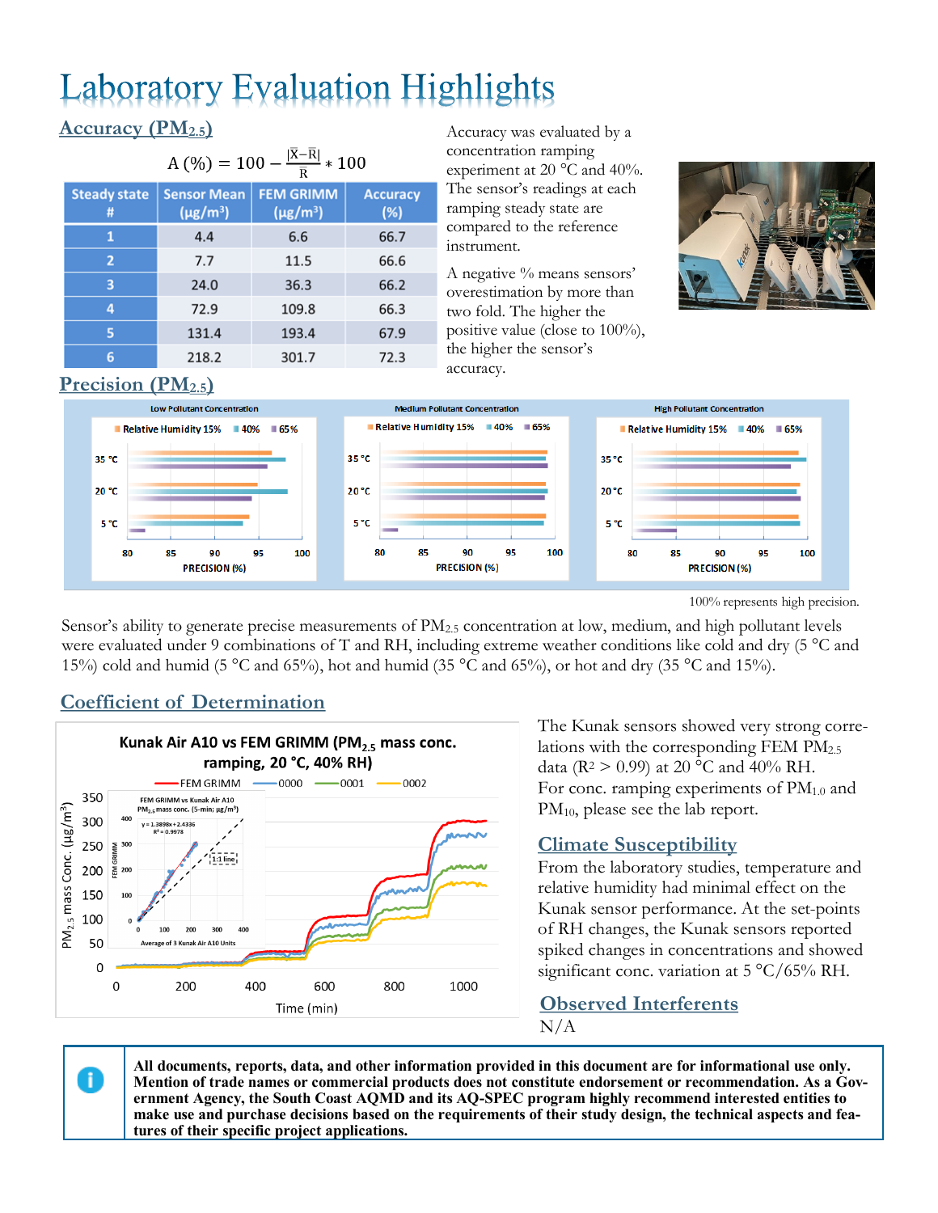# Laboratory Evaluation Highlights

## Accuracy ($PM_{2.5}$)

$$A\,(\%) = 100 - \frac{|\overline{X} - \overline{R}|}{\overline{R}} * 100$$

| Steady state # | Sensor Mean (µg/m³) | FEM GRIMM (µg/m³) | Accuracy (%) |
|---|---|---|---|
| 1 | 4.4 | 6.6 | 66.7 |
| 2 | 7.7 | 11.5 | 66.6 |
| 3 | 24.0 | 36.3 | 66.2 |
| 4 | 72.9 | 109.8 | 66.3 |
| 5 | 131.4 | 193.4 | 67.9 |
| 6 | 218.2 | 301.7 | 72.3 |

Accuracy was evaluated by a concentration ramping experiment at 20 °C and 40%. The sensor's readings at each ramping steady state are compared to the reference instrument.

A negative % means sensors' overestimation by more than two fold. The higher the positive value (close to 100%), the higher the sensor's accuracy.

## Precision ($PM_{2.5}$)

Low Pollutant Concentration
Relative Humidity 15% 40% 65%
35 °C
20 °C
5 °C
80 85 90 95 100
PRECISION (%)

Medium Pollutant Concentration
Relative Humidity 15% 40% 65%
35 °C
20 °C
5 °C
80 85 90 95 100
PRECISION (%)

High Pollutant Concentration
Relative Humidity 15% 40% 65%
35 °C
20 °C
5 °C
80 85 90 95 100
PRECISION (%)

100% represents high precision.

Sensor's ability to generate precise measurements of $PM_{2.5}$ concentration at low, medium, and high pollutant levels were evaluated under 9 combinations of T and RH, including extreme weather conditions like cold and dry (5 °C and 15%) cold and humid (5 °C and 65%), hot and humid (35 °C and 65%), or hot and dry (35 °C and 15%).

## Coefficient of Determination

Kunak Air A10 vs FEM GRIMM ($PM_{2.5}$ mass conc. ramping, 20 °C, 40% RH)
FEM GRIMM 0000 0001 0002
$PM_{2.5}$ mass Conc. (µg/m³)
Time (min)
FEM GRIMM vs Kunak Air A10 $PM_{2.5}$ mass conc. (5-min; µg/m³)
y = 1.3898x+2.4336
R² = 0.9978
1:1 line
Average of 3 Kunak Air A10 Units

The Kunak sensors showed very strong correlations with the corresponding FEM $PM_{2.5}$ data ($R^2 > 0.99$) at 20 °C and 40% RH.
For conc. ramping experiments of $PM_{1.0}$ and $PM_{10}$, please see the lab report.

## Climate Susceptibility

From the laboratory studies, temperature and relative humidity had minimal effect on the Kunak sensor performance. At the set-points of RH changes, the Kunak sensors reported spiked changes in concentrations and showed significant conc. variation at 5 °C/65% RH.

## Observed Interferents

N/A

**All documents, reports, data, and other information provided in this document are for informational use only. Mention of trade names or commercial products does not constitute endorsement or recommendation. As a Government Agency, the South Coast AQMD and its AQ-SPEC program highly recommend interested entities to make use and purchase decisions based on the requirements of their study design, the technical aspects and features of their specific project applications.**